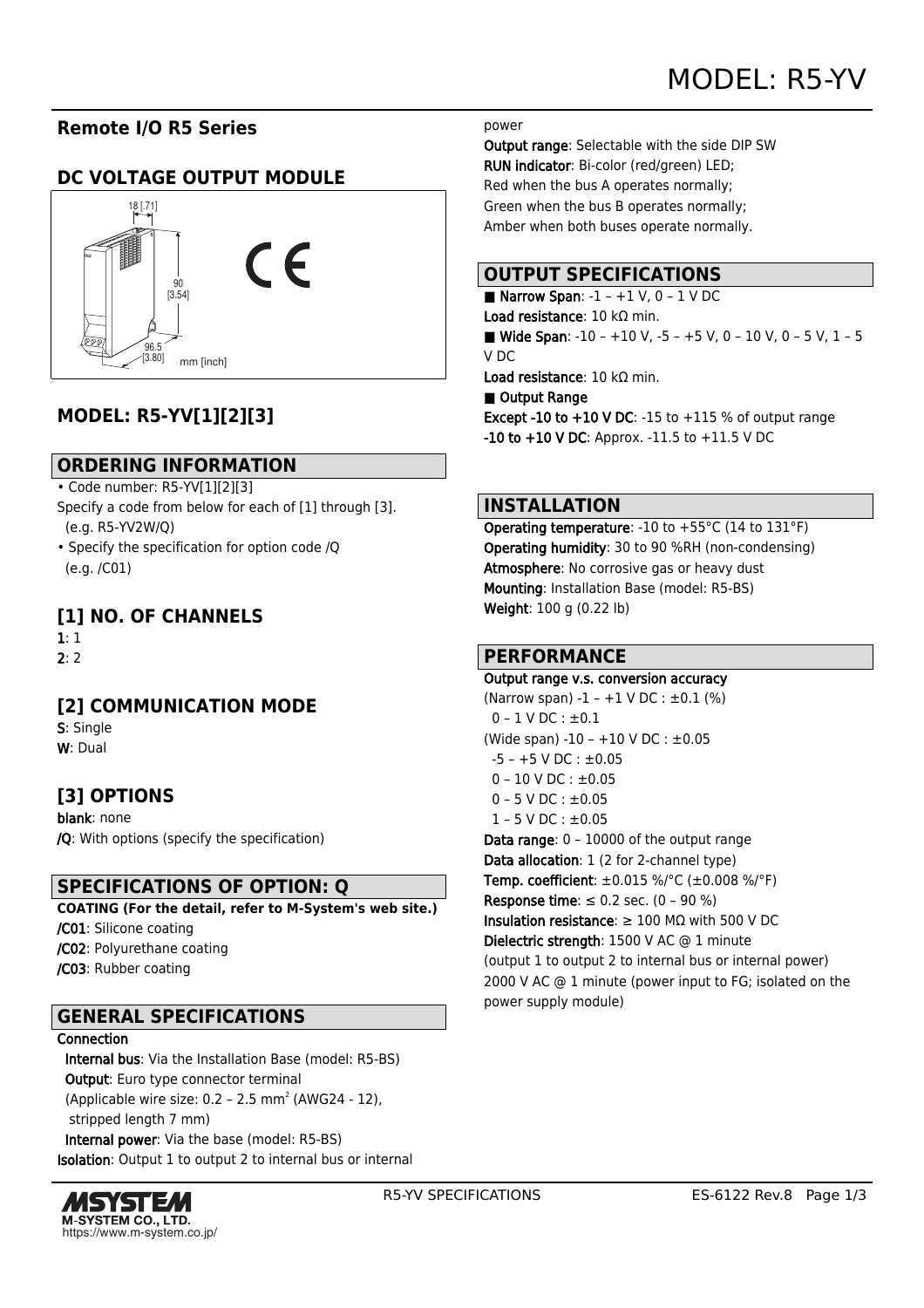# MODEL: R5-YV

## Remote I/O R5 Series

## DC VOLTAGE OUTPUT MODULE

18 [.71]

90 [3.54]

96.5 [3.80]

mm [inch]

## MODEL: R5-YV[1][2][3]

## ORDERING INFORMATION

- Code number: R5-YV[1][2][3]

Specify a code from below for each of [1] through [3].
(e.g. R5-YV2W/Q)

- Specify the specification for option code /Q
(e.g. /C01)

## [1] NO. OF CHANNELS

**1**: 1
**2**: 2

## [2] COMMUNICATION MODE

**S**: Single
**W**: Dual

## [3] OPTIONS

**blank**: none
**/Q**: With options (specify the specification)

## SPECIFICATIONS OF OPTION: Q

**COATING (For the detail, refer to M-System's web site.)**
**/C01**: Silicone coating
**/C02**: Polyurethane coating
**/C03**: Rubber coating

## GENERAL SPECIFICATIONS

**Connection**
**Internal bus**: Via the Installation Base (model: R5-BS)
**Output**: Euro type connector terminal
(Applicable wire size: 0.2 – 2.5 $mm^2$ (AWG24 - 12), stripped length 7 mm)
**Internal power**: Via the base (model: R5-BS)
**Isolation**: Output 1 to output 2 to internal bus or internal power
**Output range**: Selectable with the side DIP SW
**RUN indicator**: Bi-color (red/green) LED;
Red when the bus A operates normally;
Green when the bus B operates normally;
Amber when both buses operate normally.

## OUTPUT SPECIFICATIONS

■ **Narrow Span**: -1 – +1 V, 0 – 1 V DC
**Load resistance**: 10 kΩ min.
■ **Wide Span**: -10 – +10 V, -5 – +5 V, 0 – 10 V, 0 – 5 V, 1 – 5 V DC
**Load resistance**: 10 kΩ min.
■ **Output Range**
**Except -10 to +10 V DC**: -15 to +115 % of output range
**-10 to +10 V DC**: Approx. -11.5 to +11.5 V DC

## INSTALLATION

**Operating temperature**: -10 to +55°C (14 to 131°F)
**Operating humidity**: 30 to 90 %RH (non-condensing)
**Atmosphere**: No corrosive gas or heavy dust
**Mounting**: Installation Base (model: R5-BS)
**Weight**: 100 g (0.22 lb)

## PERFORMANCE

**Output range v.s. conversion accuracy**
(Narrow span) -1 – +1 V DC : ±0.1 (%)
0 – 1 V DC : ±0.1
(Wide span) -10 – +10 V DC : ±0.05
-5 – +5 V DC : ±0.05
0 – 10 V DC : ±0.05
0 – 5 V DC : ±0.05
1 – 5 V DC : ±0.05
**Data range**: 0 – 10000 of the output range
**Data allocation**: 1 (2 for 2-channel type)
**Temp. coefficient**: ±0.015 %/°C (±0.008 %/°F)
**Response time**: ≤ 0.2 sec. (0 – 90 %)
**Insulation resistance**: ≥ 100 MΩ with 500 V DC
**Dielectric strength**: 1500 V AC @ 1 minute
(output 1 to output 2 to internal bus or internal power)
2000 V AC @ 1 minute (power input to FG; isolated on the power supply module)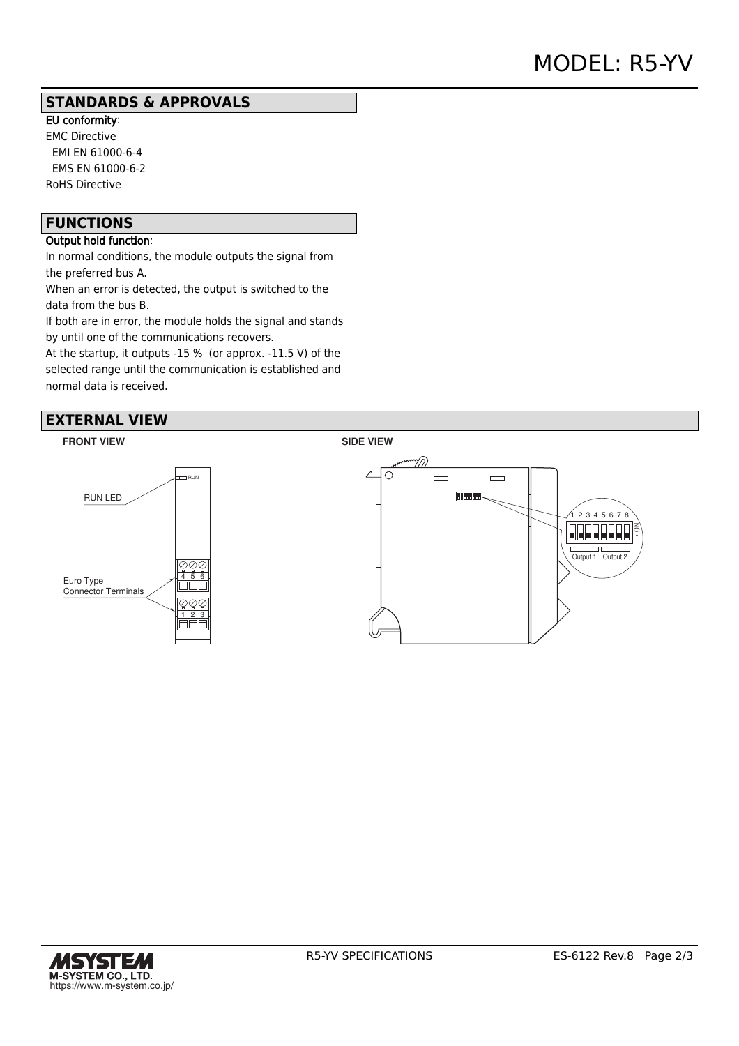## STANDARDS & APPROVALS

EU conformity:
EMC Directive
 EMI EN 61000-6-4
 EMS EN 61000-6-2
RoHS Directive

## FUNCTIONS

Output hold function:
In normal conditions, the module outputs the signal from the preferred bus A.
When an error is detected, the output is switched to the data from the bus B.
If both are in error, the module holds the signal and stands by until one of the communications recovers.
At the startup, it outputs -15 % (or approx. -11.5 V) of the selected range until the communication is established and normal data is received.

## EXTERNAL VIEW

**FRONT VIEW**

RUN LED
RUN
Euro Type Connector Terminals
4 5 6
1 2 3

**SIDE VIEW**

1 2 3 4 5 6 7 8
ON
Output 1 Output 2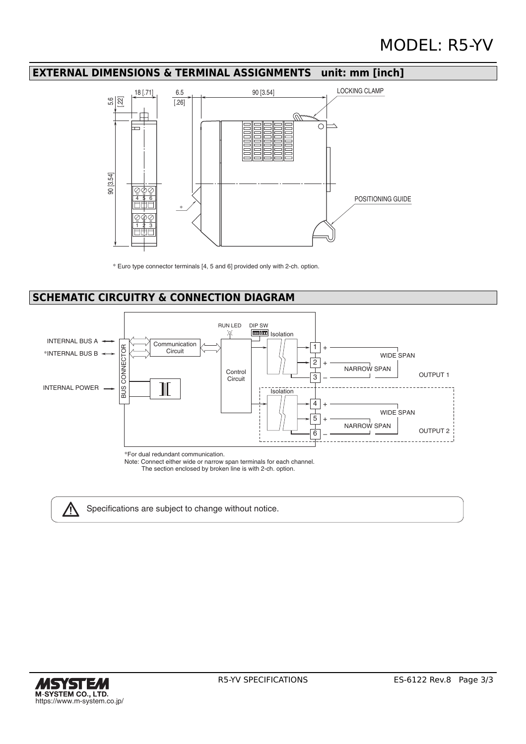## EXTERNAL DIMENSIONS & TERMINAL ASSIGNMENTS unit: mm [inch]

18 [.71]
6.5 [.26]
90 [3.54]
5.6 [.22]
90 [3.54]
LOCKING CLAMP
POSITIONING GUIDE
4 5 6
1 2 3
*

* Euro type connector terminals [4, 5 and 6] provided only with 2-ch. option.

## SCHEMATIC CIRCUITRY & CONNECTION DIAGRAM

INTERNAL BUS A
*INTERNAL BUS B
INTERNAL POWER
BUS CONNECTOR
Communication Circuit
RUN LED
DIP SW
Control Circuit
Isolation
1 +
2 +
3 –
WIDE SPAN
NARROW SPAN
OUTPUT 1
Isolation
4 +
5 +
6 –
WIDE SPAN
NARROW SPAN
OUTPUT 2

*For dual redundant communication.
Note: Connect either wide or narrow span terminals for each channel.
The section enclosed by broken line is with 2-ch. option.

Specifications are subject to change without notice.